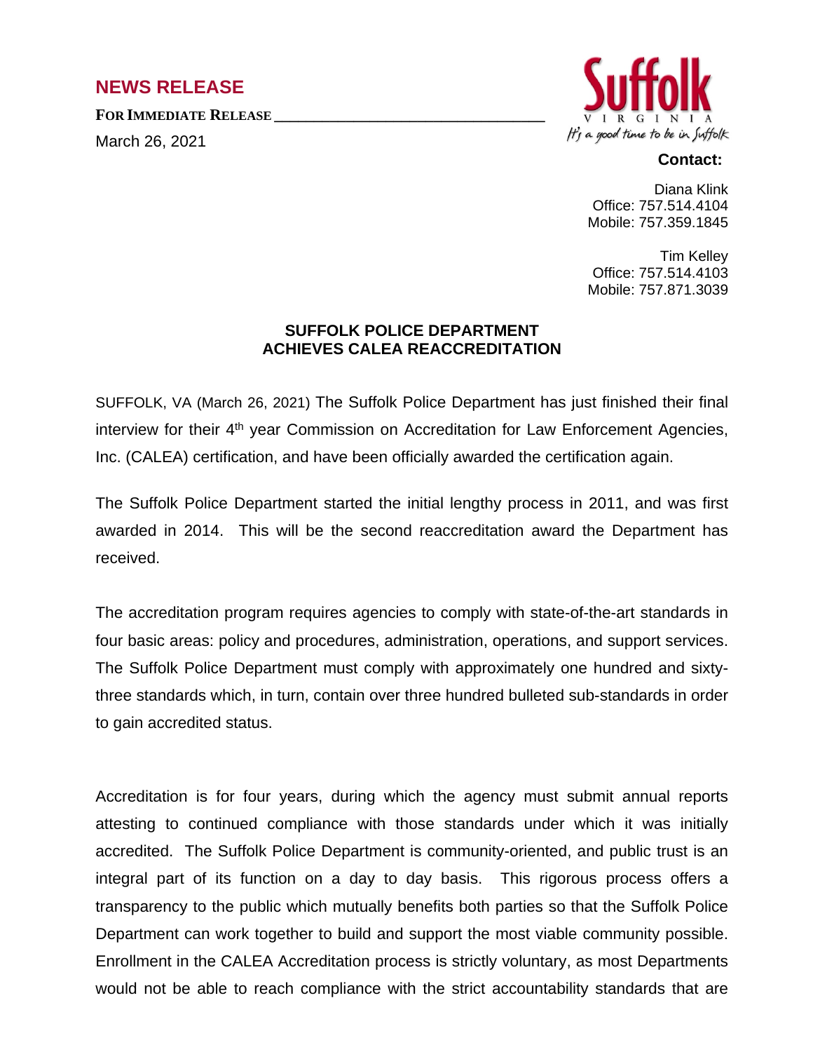## NEWS RELEASE

**FOR IMMEDIATE RELEASE** ________________________________

March 26, 2021

Suffolk
VIRGINIA
It's a good time to be in Suffolk

**Contact:**

Diana Klink
Office: 757.514.4104
Mobile: 757.359.1845

Tim Kelley
Office: 757.514.4103
Mobile: 757.871.3039

### SUFFOLK POLICE DEPARTMENT ACHIEVES CALEA REACCREDITATION

SUFFOLK, VA (March 26, 2021) The Suffolk Police Department has just finished their final interview for their 4th year Commission on Accreditation for Law Enforcement Agencies, Inc. (CALEA) certification, and have been officially awarded the certification again.

The Suffolk Police Department started the initial lengthy process in 2011, and was first awarded in 2014. This will be the second reaccreditation award the Department has received.

The accreditation program requires agencies to comply with state-of-the-art standards in four basic areas: policy and procedures, administration, operations, and support services. The Suffolk Police Department must comply with approximately one hundred and sixty-three standards which, in turn, contain over three hundred bulleted sub-standards in order to gain accredited status.

Accreditation is for four years, during which the agency must submit annual reports attesting to continued compliance with those standards under which it was initially accredited. The Suffolk Police Department is community-oriented, and public trust is an integral part of its function on a day to day basis. This rigorous process offers a transparency to the public which mutually benefits both parties so that the Suffolk Police Department can work together to build and support the most viable community possible. Enrollment in the CALEA Accreditation process is strictly voluntary, as most Departments would not be able to reach compliance with the strict accountability standards that are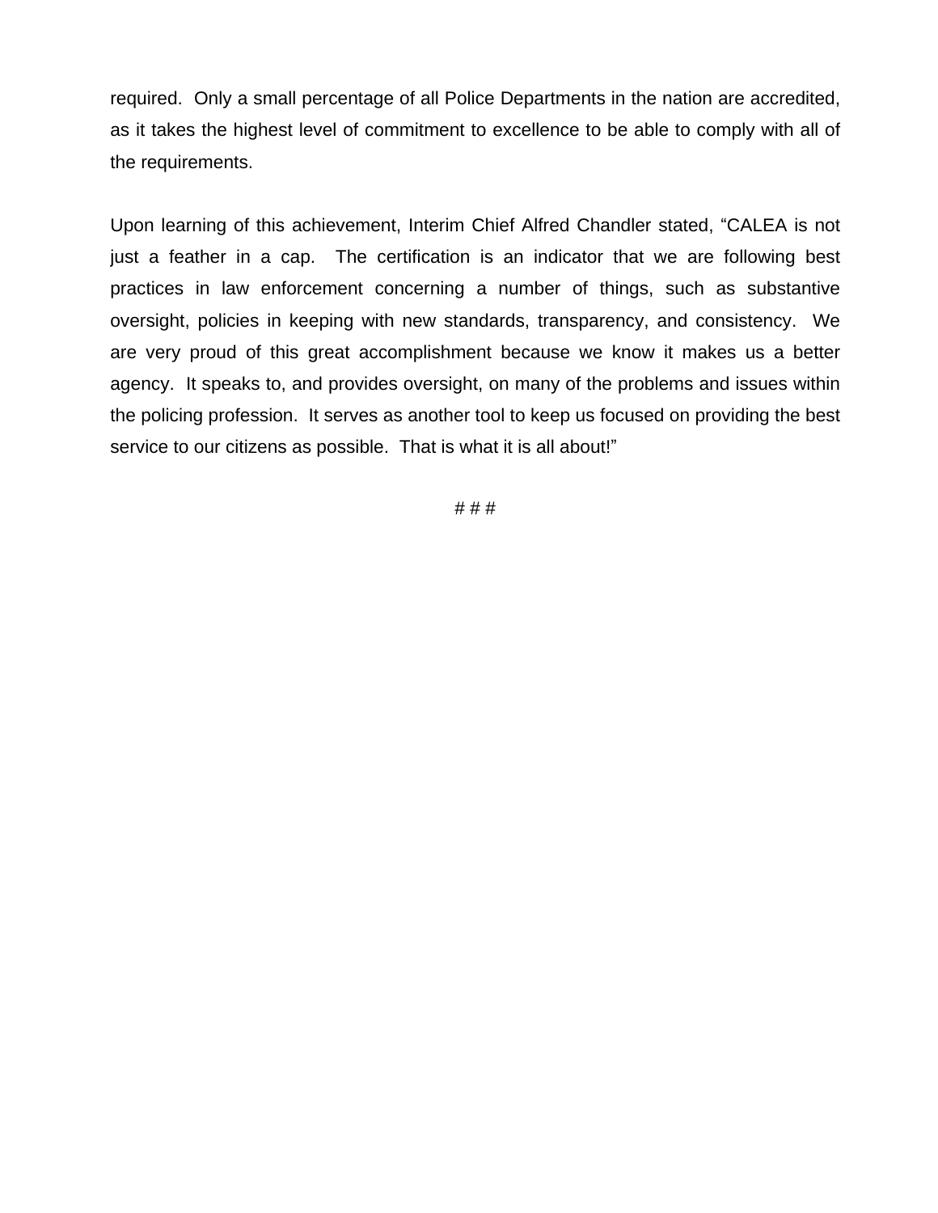required. Only a small percentage of all Police Departments in the nation are accredited, as it takes the highest level of commitment to excellence to be able to comply with all of the requirements.

Upon learning of this achievement, Interim Chief Alfred Chandler stated, “CALEA is not just a feather in a cap. The certification is an indicator that we are following best practices in law enforcement concerning a number of things, such as substantive oversight, policies in keeping with new standards, transparency, and consistency. We are very proud of this great accomplishment because we know it makes us a better agency. It speaks to, and provides oversight, on many of the problems and issues within the policing profession. It serves as another tool to keep us focused on providing the best service to our citizens as possible. That is what it is all about!”

# # #